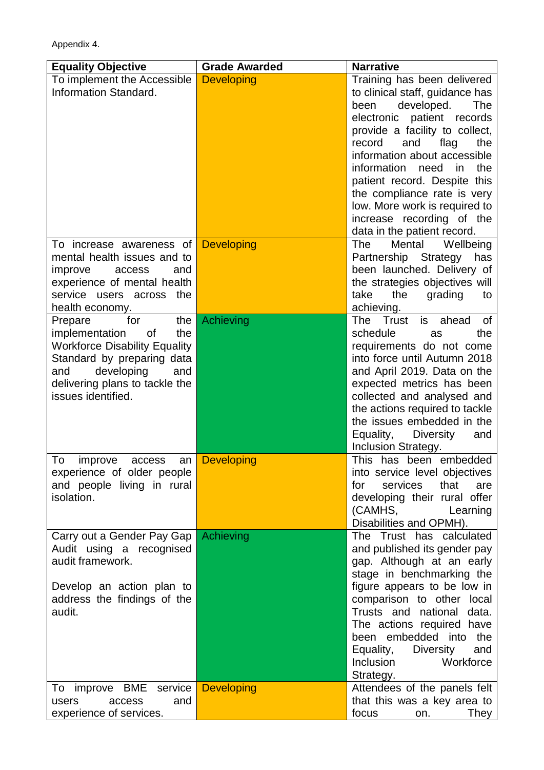Appendix 4.

| Equality Objective | Grade Awarded | Narrative |
|---|---|---|
| To implement the Accessible Information Standard. | Developing | Training has been delivered to clinical staff, guidance has been developed. The electronic patient records provide a facility to collect, record and flag the information about accessible information need in the patient record. Despite this the compliance rate is very low. More work is required to increase recording of the data in the patient record. |
| To increase awareness of mental health issues and to improve access and experience of mental health service users across the health economy. | Developing | The Mental Wellbeing Partnership Strategy has been launched. Delivery of the strategies objectives will take the grading to achieving. |
| Prepare for the implementation of the Workforce Disability Equality Standard by preparing data and developing and delivering plans to tackle the issues identified. | Achieving | The Trust is ahead of schedule as the requirements do not come into force until Autumn 2018 and April 2019. Data on the expected metrics has been collected and analysed and the actions required to tackle the issues embedded in the Equality, Diversity and Inclusion Strategy. |
| To improve access an experience of older people and people living in rural isolation. | Developing | This has been embedded into service level objectives for services that are developing their rural offer (CAMHS, Learning Disabilities and OPMH). |
| Carry out a Gender Pay Gap Audit using a recognised audit framework.<br><br>Develop an action plan to address the findings of the audit. | Achieving | The Trust has calculated and published its gender pay gap. Although at an early stage in benchmarking the figure appears to be low in comparison to other local Trusts and national data. The actions required have been embedded into the Equality, Diversity and Inclusion Workforce Strategy. |
| To improve BME service users access and experience of services. | Developing | Attendees of the panels felt that this was a key area to focus on. They |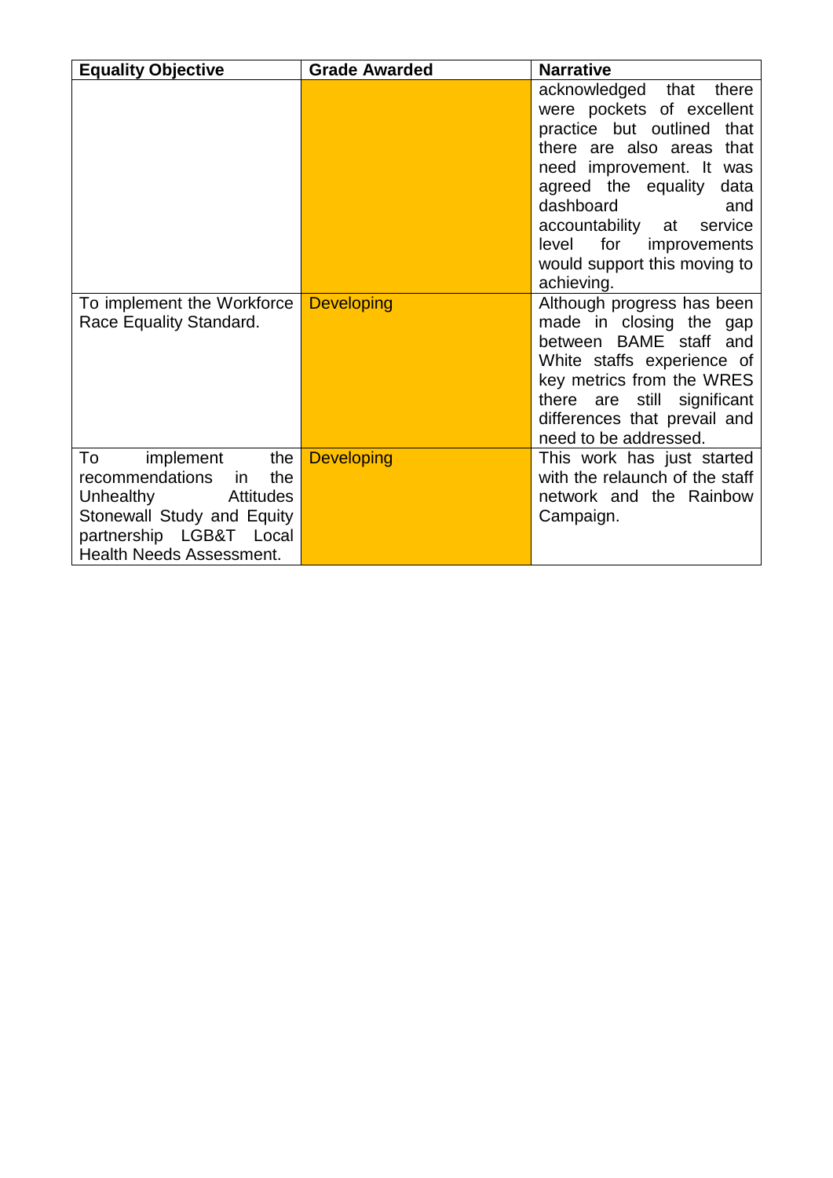| Equality Objective | Grade Awarded | Narrative |
|---|---|---|
| | | acknowledged that there were pockets of excellent practice but outlined that there are also areas that need improvement. It was agreed the equality data dashboard and accountability at service level for improvements would support this moving to achieving. |
| To implement the Workforce Race Equality Standard. | Developing | Although progress has been made in closing the gap between BAME staff and White staffs experience of key metrics from the WRES there are still significant differences that prevail and need to be addressed. |
| To implement the recommendations in the Unhealthy Attitudes Stonewall Study and Equity partnership LGB&T Local Health Needs Assessment. | Developing | This work has just started with the relaunch of the staff network and the Rainbow Campaign. |